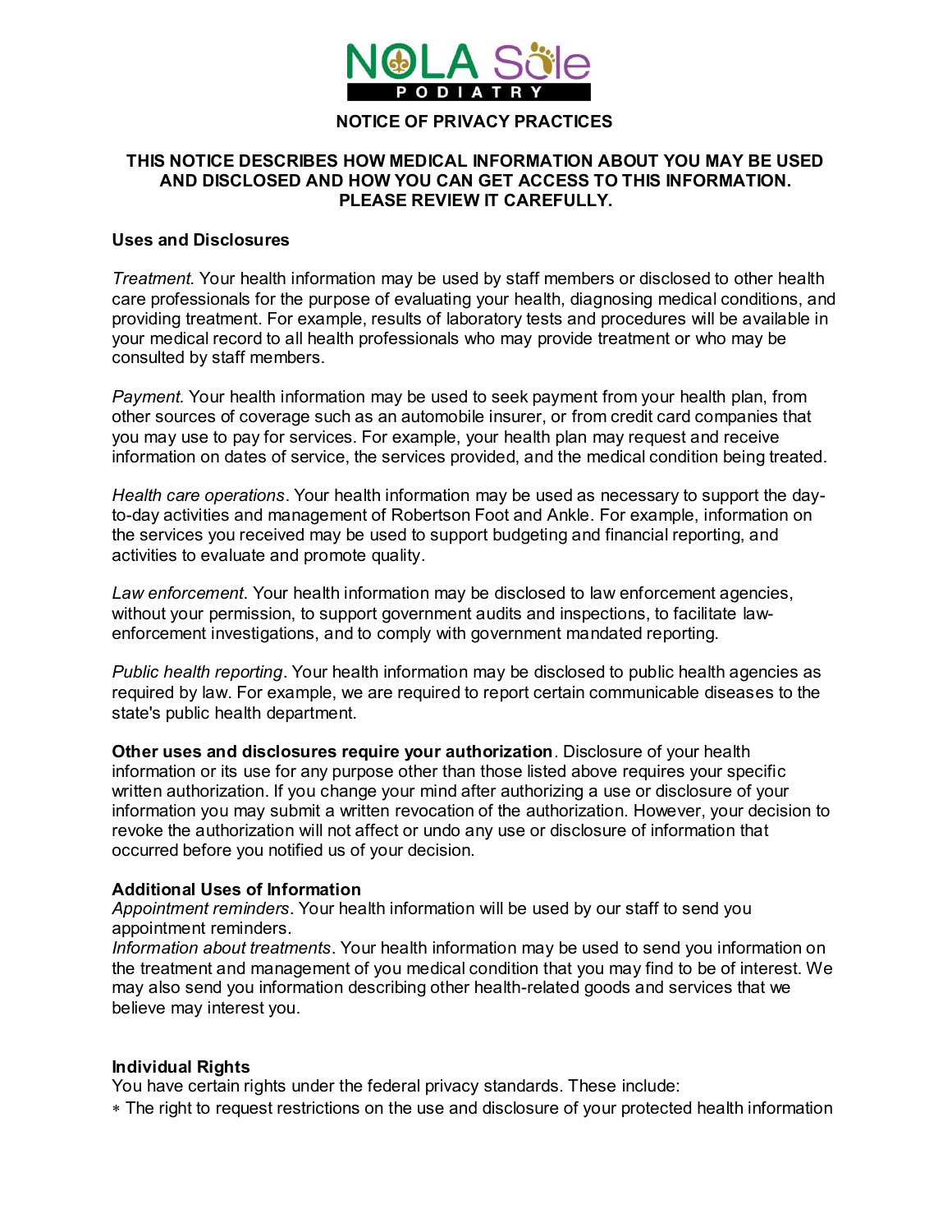NOLA Sole PODIATRY

# NOTICE OF PRIVACY PRACTICES

**THIS NOTICE DESCRIBES HOW MEDICAL INFORMATION ABOUT YOU MAY BE USED AND DISCLOSED AND HOW YOU CAN GET ACCESS TO THIS INFORMATION. PLEASE REVIEW IT CAREFULLY.**

## Uses and Disclosures

*Treatment.* Your health information may be used by staff members or disclosed to other health care professionals for the purpose of evaluating your health, diagnosing medical conditions, and providing treatment. For example, results of laboratory tests and procedures will be available in your medical record to all health professionals who may provide treatment or who may be consulted by staff members.

*Payment.* Your health information may be used to seek payment from your health plan, from other sources of coverage such as an automobile insurer, or from credit card companies that you may use to pay for services. For example, your health plan may request and receive information on dates of service, the services provided, and the medical condition being treated.

*Health care operations*. Your health information may be used as necessary to support the day-to-day activities and management of Robertson Foot and Ankle. For example, information on the services you received may be used to support budgeting and financial reporting, and activities to evaluate and promote quality.

*Law enforcement*. Your health information may be disclosed to law enforcement agencies, without your permission, to support government audits and inspections, to facilitate law-enforcement investigations, and to comply with government mandated reporting.

*Public health reporting*. Your health information may be disclosed to public health agencies as required by law. For example, we are required to report certain communicable diseases to the state's public health department.

**Other uses and disclosures require your authorization**. Disclosure of your health information or its use for any purpose other than those listed above requires your specific written authorization. If you change your mind after authorizing a use or disclosure of your information you may submit a written revocation of the authorization. However, your decision to revoke the authorization will not affect or undo any use or disclosure of information that occurred before you notified us of your decision.

## Additional Uses of Information

*Appointment reminders*. Your health information will be used by our staff to send you appointment reminders.

*Information about treatments*. Your health information may be used to send you information on the treatment and management of you medical condition that you may find to be of interest. We may also send you information describing other health-related goods and services that we believe may interest you.

## Individual Rights

You have certain rights under the federal privacy standards. These include:

* The right to request restrictions on the use and disclosure of your protected health information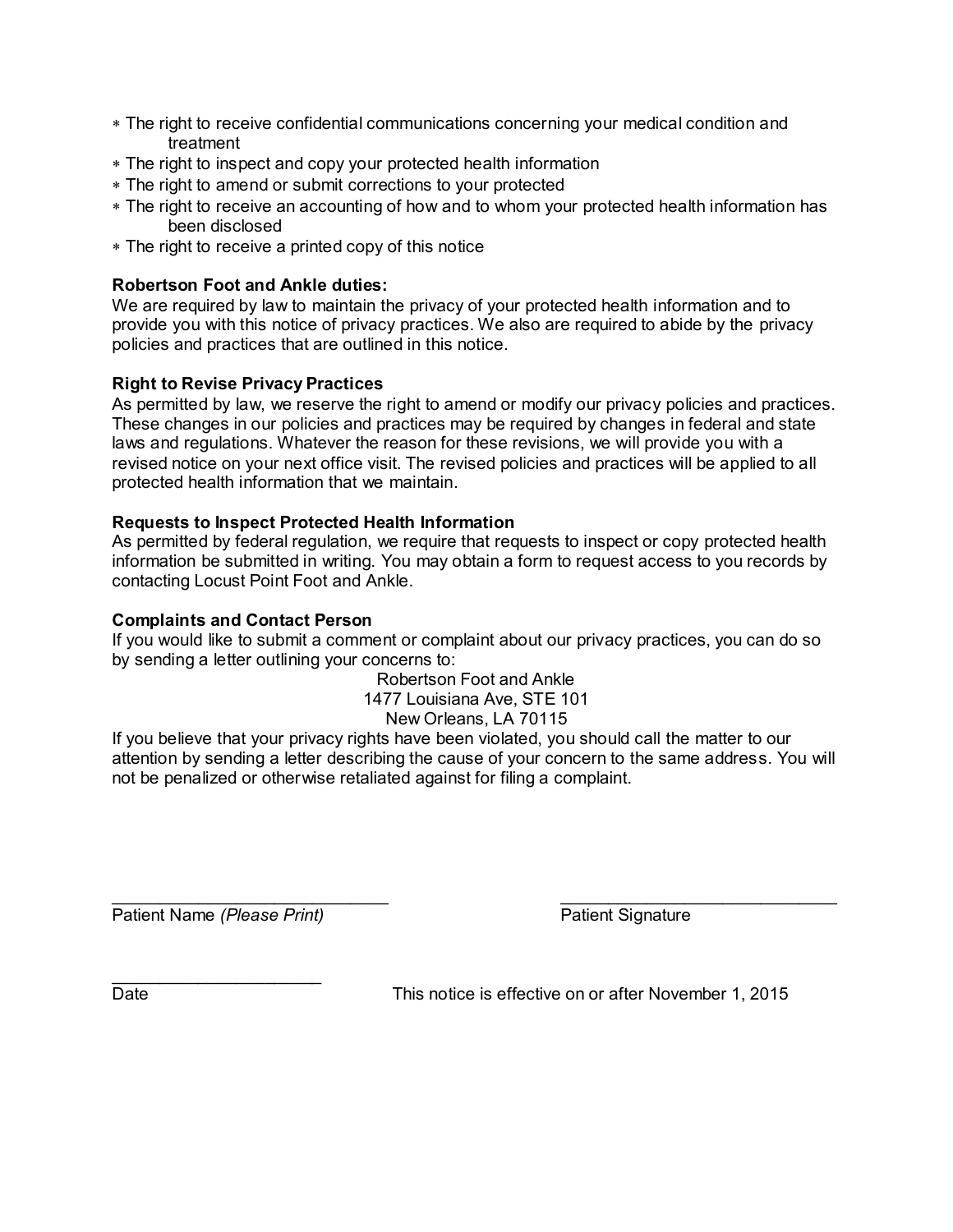* The right to receive confidential communications concerning your medical condition and treatment
* The right to inspect and copy your protected health information
* The right to amend or submit corrections to your protected
* The right to receive an accounting of how and to whom your protected health information has been disclosed
* The right to receive a printed copy of this notice

**Robertson Foot and Ankle duties:**
We are required by law to maintain the privacy of your protected health information and to provide you with this notice of privacy practices. We also are required to abide by the privacy policies and practices that are outlined in this notice.

**Right to Revise Privacy Practices**
As permitted by law, we reserve the right to amend or modify our privacy policies and practices. These changes in our policies and practices may be required by changes in federal and state laws and regulations. Whatever the reason for these revisions, we will provide you with a revised notice on your next office visit. The revised policies and practices will be applied to all protected health information that we maintain.

**Requests to Inspect Protected Health Information**
As permitted by federal regulation, we require that requests to inspect or copy protected health information be submitted in writing. You may obtain a form to request access to you records by contacting Locust Point Foot and Ankle.

**Complaints and Contact Person**
If you would like to submit a comment or complaint about our privacy practices, you can do so by sending a letter outlining your concerns to:

Robertson Foot and Ankle
1477 Louisiana Ave, STE 101
New Orleans, LA 70115

If you believe that your privacy rights have been violated, you should call the matter to our attention by sending a letter describing the cause of your concern to the same address. You will not be penalized or otherwise retaliated against for filing a complaint.

______________________________
Patient Name *(Please Print)*

______________________________
Patient Signature

______________________
Date

This notice is effective on or after November 1, 2015